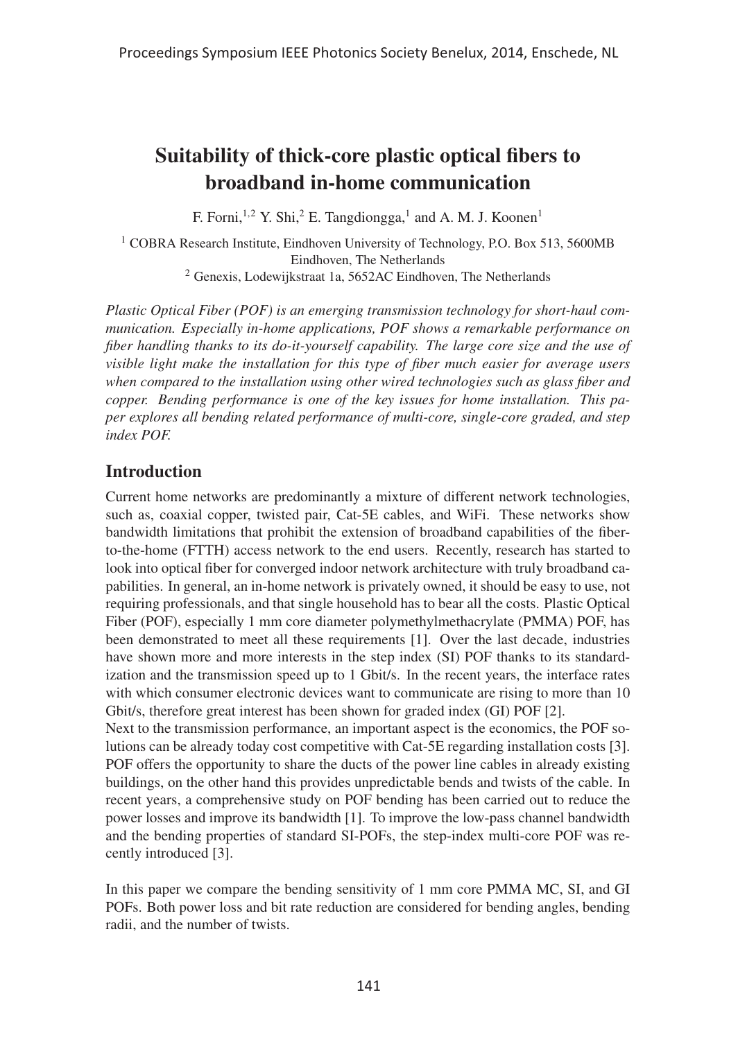# Suitability of thick-core plastic optical fibers to broadband in-home communication

F. Forni,[1,2] Y. Shi,[2] E. Tangdiongga,[1] and A. M. J. Koonen[1]

[1] COBRA Research Institute, Eindhoven University of Technology, P.O. Box 513, 5600MB Eindhoven, The Netherlands
[2] Genexis, Lodewijkstraat 1a, 5652AC Eindhoven, The Netherlands

*Plastic Optical Fiber (POF) is an emerging transmission technology for short-haul communication. Especially in-home applications, POF shows a remarkable performance on fiber handling thanks to its do-it-yourself capability. The large core size and the use of visible light make the installation for this type of fiber much easier for average users when compared to the installation using other wired technologies such as glass fiber and copper. Bending performance is one of the key issues for home installation. This paper explores all bending related performance of multi-core, single-core graded, and step index POF.*

## Introduction

Current home networks are predominantly a mixture of different network technologies, such as, coaxial copper, twisted pair, Cat-5E cables, and WiFi. These networks show bandwidth limitations that prohibit the extension of broadband capabilities of the fiber-to-the-home (FTTH) access network to the end users. Recently, research has started to look into optical fiber for converged indoor network architecture with truly broadband capabilities. In general, an in-home network is privately owned, it should be easy to use, not requiring professionals, and that single household has to bear all the costs. Plastic Optical Fiber (POF), especially 1 mm core diameter polymethylmethacrylate (PMMA) POF, has been demonstrated to meet all these requirements [1]. Over the last decade, industries have shown more and more interests in the step index (SI) POF thanks to its standardization and the transmission speed up to 1 Gbit/s. In the recent years, the interface rates with which consumer electronic devices want to communicate are rising to more than 10 Gbit/s, therefore great interest has been shown for graded index (GI) POF [2].
Next to the transmission performance, an important aspect is the economics, the POF solutions can be already today cost competitive with Cat-5E regarding installation costs [3]. POF offers the opportunity to share the ducts of the power line cables in already existing buildings, on the other hand this provides unpredictable bends and twists of the cable. In recent years, a comprehensive study on POF bending has been carried out to reduce the power losses and improve its bandwidth [1]. To improve the low-pass channel bandwidth and the bending properties of standard SI-POFs, the step-index multi-core POF was recently introduced [3].

In this paper we compare the bending sensitivity of 1 mm core PMMA MC, SI, and GI POFs. Both power loss and bit rate reduction are considered for bending angles, bending radii, and the number of twists.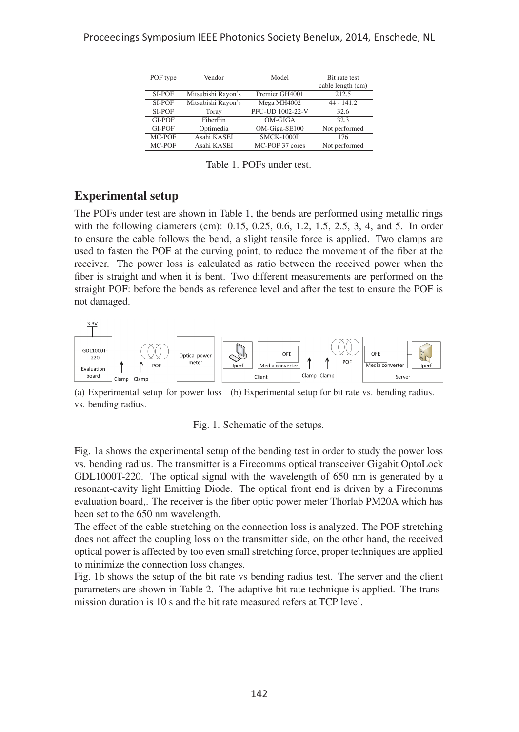| POF type | Vendor | Model | Bit rate test cable length (cm) |
|---|---|---|---|
| SI-POF | Mitsubishi Rayon's | Premier GH4001 | 212.5 |
| SI-POF | Mitsubishi Rayon's | Mega MH4002 | 44 - 141.2 |
| SI-POF | Toray | PFU-UD 1002-22-V | 32.6 |
| GI-POF | FiberFin | OM-GIGA | 32.3 |
| GI-POF | Optimedia | OM-Giga-SE100 | Not performed |
| MC-POF | Asahi KASEI | SMCK-1000P | 176 |
| MC-POF | Asahi KASEI | MC-POF 37 cores | Not performed |

Table 1. POFs under test.

## Experimental setup

The POFs under test are shown in Table 1, the bends are performed using metallic rings with the following diameters (cm): 0.15, 0.25, 0.6, 1.2, 1.5, 2.5, 3, 4, and 5. In order to ensure the cable follows the bend, a slight tensile force is applied. Two clamps are used to fasten the POF at the curving point, to reduce the movement of the fiber at the receiver. The power loss is calculated as ratio between the received power when the fiber is straight and when it is bent. Two different measurements are performed on the straight POF: before the bends as reference level and after the test to ensure the POF is not damaged.

(a) Experimental setup for power loss vs. bending radius. (b) Experimental setup for bit rate vs. bending radius.

Fig. 1. Schematic of the setups.

Fig. 1a shows the experimental setup of the bending test in order to study the power loss vs. bending radius. The transmitter is a Firecomms optical transceiver Gigabit OptoLock GDL1000T-220. The optical signal with the wavelength of 650 nm is generated by a resonant-cavity light Emitting Diode. The optical front end is driven by a Firecomms evaluation board,. The receiver is the fiber optic power meter Thorlab PM20A which has been set to the 650 nm wavelength.

The effect of the cable stretching on the connection loss is analyzed. The POF stretching does not affect the coupling loss on the transmitter side, on the other hand, the received optical power is affected by too even small stretching force, proper techniques are applied to minimize the connection loss changes.

Fig. 1b shows the setup of the bit rate vs bending radius test. The server and the client parameters are shown in Table 2. The adaptive bit rate technique is applied. The transmission duration is 10 s and the bit rate measured refers at TCP level.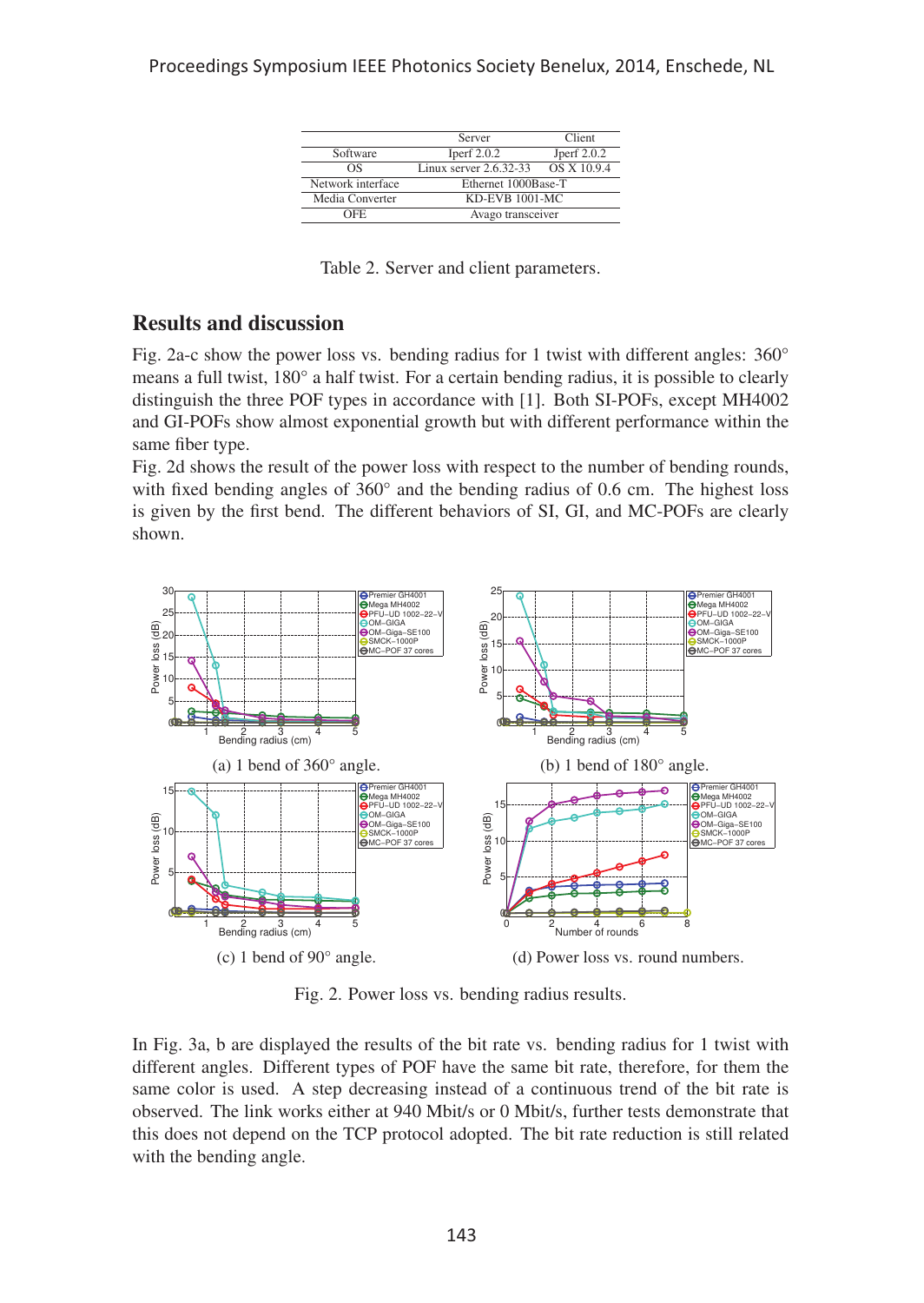|  | Server | Client |
|---|---|---|
| Software | Iperf 2.0.2 | Jperf 2.0.2 |
| OS | Linux server 2.6.32-33 | OS X 10.9.4 |
| Network interface | Ethernet 1000Base-T | |
| Media Converter | KD-EVB 1001-MC | |
| OFE | Avago transceiver | |

Table 2. Server and client parameters.

## Results and discussion

Fig. 2a-c show the power loss vs. bending radius for 1 twist with different angles: 360° means a full twist, 180° a half twist. For a certain bending radius, it is possible to clearly distinguish the three POF types in accordance with [1]. Both SI-POFs, except MH4002 and GI-POFs show almost exponential growth but with different performance within the same fiber type.

Fig. 2d shows the result of the power loss with respect to the number of bending rounds, with fixed bending angles of 360° and the bending radius of 0.6 cm. The highest loss is given by the first bend. The different behaviors of SI, GI, and MC-POFs are clearly shown.

(a) 1 bend of 360° angle.

(b) 1 bend of 180° angle.

(c) 1 bend of 90° angle.

(d) Power loss vs. round numbers.

Fig. 2. Power loss vs. bending radius results.

In Fig. 3a, b are displayed the results of the bit rate vs. bending radius for 1 twist with different angles. Different types of POF have the same bit rate, therefore, for them the same color is used. A step decreasing instead of a continuous trend of the bit rate is observed. The link works either at 940 Mbit/s or 0 Mbit/s, further tests demonstrate that this does not depend on the TCP protocol adopted. The bit rate reduction is still related with the bending angle.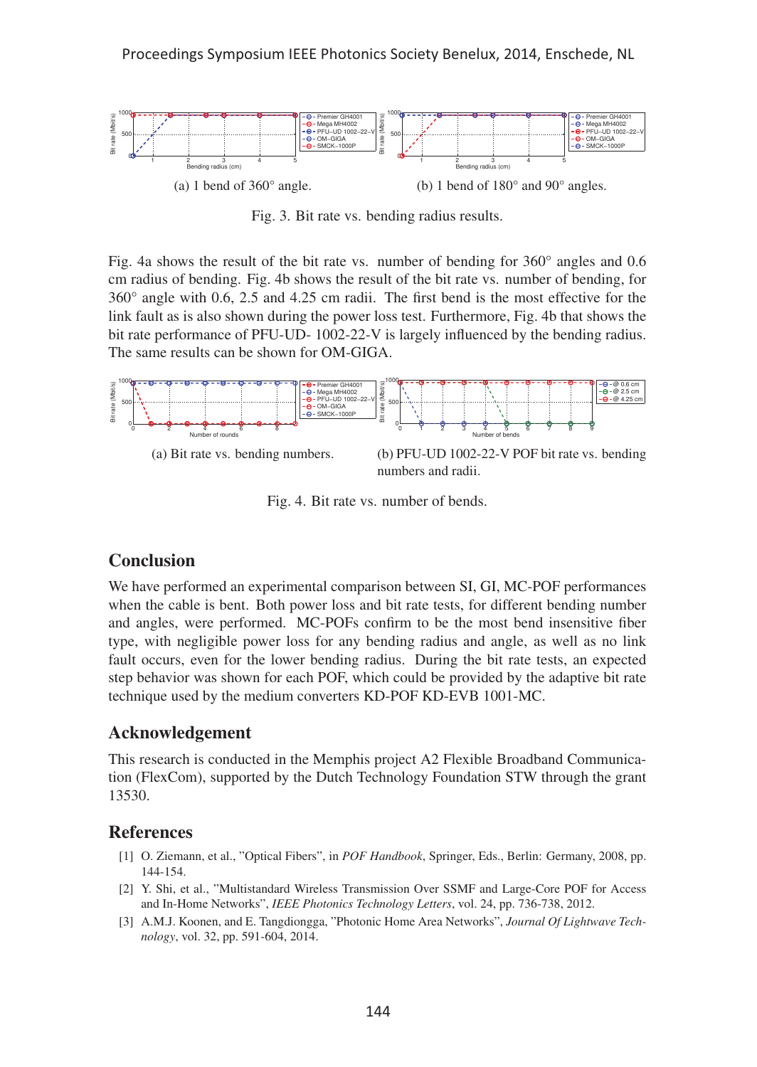Bit rate (Mbit/s)
1000
500
0
1
2
3
4
5
Bending radius (cm)
Premier GH4001
Mega MH4002
PFU–UD 1002–22–V
OM–GIGA
SMCK–1000P

(a) 1 bend of 360° angle.

Bit rate (Mbit/s)
1000
500
0
1
2
3
4
5
Bending radius (cm)
Premier GH4001
Mega MH4002
PFU–UD 1002–22–V
OM–GIGA
SMCK–1000P

(b) 1 bend of 180° and 90° angles.

Fig. 3. Bit rate vs. bending radius results.

Fig. 4a shows the result of the bit rate vs. number of bending for 360° angles and 0.6 cm radius of bending. Fig. 4b shows the result of the bit rate vs. number of bending, for 360° angle with 0.6, 2.5 and 4.25 cm radii. The first bend is the most effective for the link fault as is also shown during the power loss test. Furthermore, Fig. 4b that shows the bit rate performance of PFU-UD- 1002-22-V is largely influenced by the bending radius. The same results can be shown for OM-GIGA.

Bit rate (Mbit/s)
1000
500
0
0
2
4
6
8
Number of rounds
Premier GH4001
Mega MH4002
PFU–UD 1002–22–V
OM–GIGA
SMCK–1000P

(a) Bit rate vs. bending numbers.

Bit rate (Mbit/s)
1000
500
0
0
1
2
3
4
5
6
7
8
9
Number of bends
@ 0.6 cm
@ 2.5 cm
@ 4.25 cm

(b) PFU-UD 1002-22-V POF bit rate vs. bending numbers and radii.

Fig. 4. Bit rate vs. number of bends.

## Conclusion

We have performed an experimental comparison between SI, GI, MC-POF performances when the cable is bent. Both power loss and bit rate tests, for different bending number and angles, were performed. MC-POFs confirm to be the most bend insensitive fiber type, with negligible power loss for any bending radius and angle, as well as no link fault occurs, even for the lower bending radius. During the bit rate tests, an expected step behavior was shown for each POF, which could be provided by the adaptive bit rate technique used by the medium converters KD-POF KD-EVB 1001-MC.

## Acknowledgement

This research is conducted in the Memphis project A2 Flexible Broadband Communication (FlexCom), supported by the Dutch Technology Foundation STW through the grant 13530.

## References

[1] O. Ziemann, et al., "Optical Fibers", in *POF Handbook*, Springer, Eds., Berlin: Germany, 2008, pp. 144-154.

[2] Y. Shi, et al., "Multistandard Wireless Transmission Over SSMF and Large-Core POF for Access and In-Home Networks", *IEEE Photonics Technology Letters*, vol. 24, pp. 736-738, 2012.

[3] A.M.J. Koonen, and E. Tangdiongga, "Photonic Home Area Networks", *Journal Of Lightwave Technology*, vol. 32, pp. 591-604, 2014.